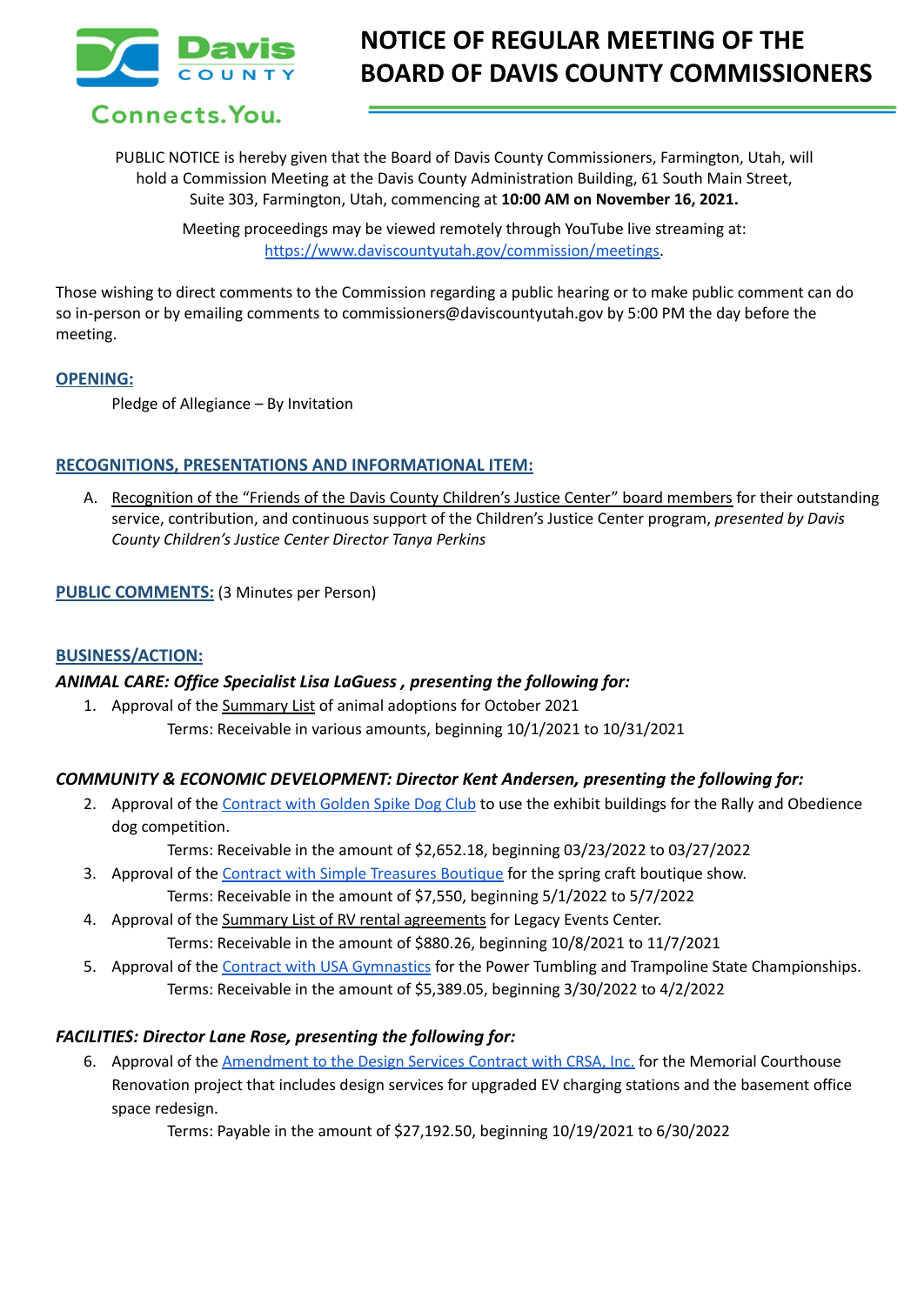Davis COUNTY

Connects.You.

# NOTICE OF REGULAR MEETING OF THE BOARD OF DAVIS COUNTY COMMISSIONERS

PUBLIC NOTICE is hereby given that the Board of Davis County Commissioners, Farmington, Utah, will hold a Commission Meeting at the Davis County Administration Building, 61 South Main Street, Suite 303, Farmington, Utah, commencing at **10:00 AM on November 16, 2021.**

Meeting proceedings may be viewed remotely through YouTube live streaming at: https://www.daviscountyutah.gov/commission/meetings.

Those wishing to direct comments to the Commission regarding a public hearing or to make public comment can do so in-person or by emailing comments to commissioners@daviscountyutah.gov by 5:00 PM the day before the meeting.

## OPENING:

Pledge of Allegiance – By Invitation

## RECOGNITIONS, PRESENTATIONS AND INFORMATIONAL ITEM:

A. Recognition of the "Friends of the Davis County Children's Justice Center" board members for their outstanding service, contribution, and continuous support of the Children's Justice Center program, *presented by Davis County Children's Justice Center Director Tanya Perkins*

## PUBLIC COMMENTS: (3 Minutes per Person)

## BUSINESS/ACTION:

### *ANIMAL CARE: Office Specialist Lisa LaGuess , presenting the following for:*

1. Approval of the Summary List of animal adoptions for October 2021

   Terms: Receivable in various amounts, beginning 10/1/2021 to 10/31/2021

### *COMMUNITY & ECONOMIC DEVELOPMENT: Director Kent Andersen, presenting the following for:*

2. Approval of the Contract with Golden Spike Dog Club to use the exhibit buildings for the Rally and Obedience dog competition.

   Terms: Receivable in the amount of $2,652.18, beginning 03/23/2022 to 03/27/2022

3. Approval of the Contract with Simple Treasures Boutique for the spring craft boutique show.

   Terms: Receivable in the amount of $7,550, beginning 5/1/2022 to 5/7/2022

4. Approval of the Summary List of RV rental agreements for Legacy Events Center.

   Terms: Receivable in the amount of $880.26, beginning 10/8/2021 to 11/7/2021

5. Approval of the Contract with USA Gymnastics for the Power Tumbling and Trampoline State Championships.

   Terms: Receivable in the amount of $5,389.05, beginning 3/30/2022 to 4/2/2022

### *FACILITIES: Director Lane Rose, presenting the following for:*

6. Approval of the Amendment to the Design Services Contract with CRSA, Inc. for the Memorial Courthouse Renovation project that includes design services for upgraded EV charging stations and the basement office space redesign.

   Terms: Payable in the amount of $27,192.50, beginning 10/19/2021 to 6/30/2022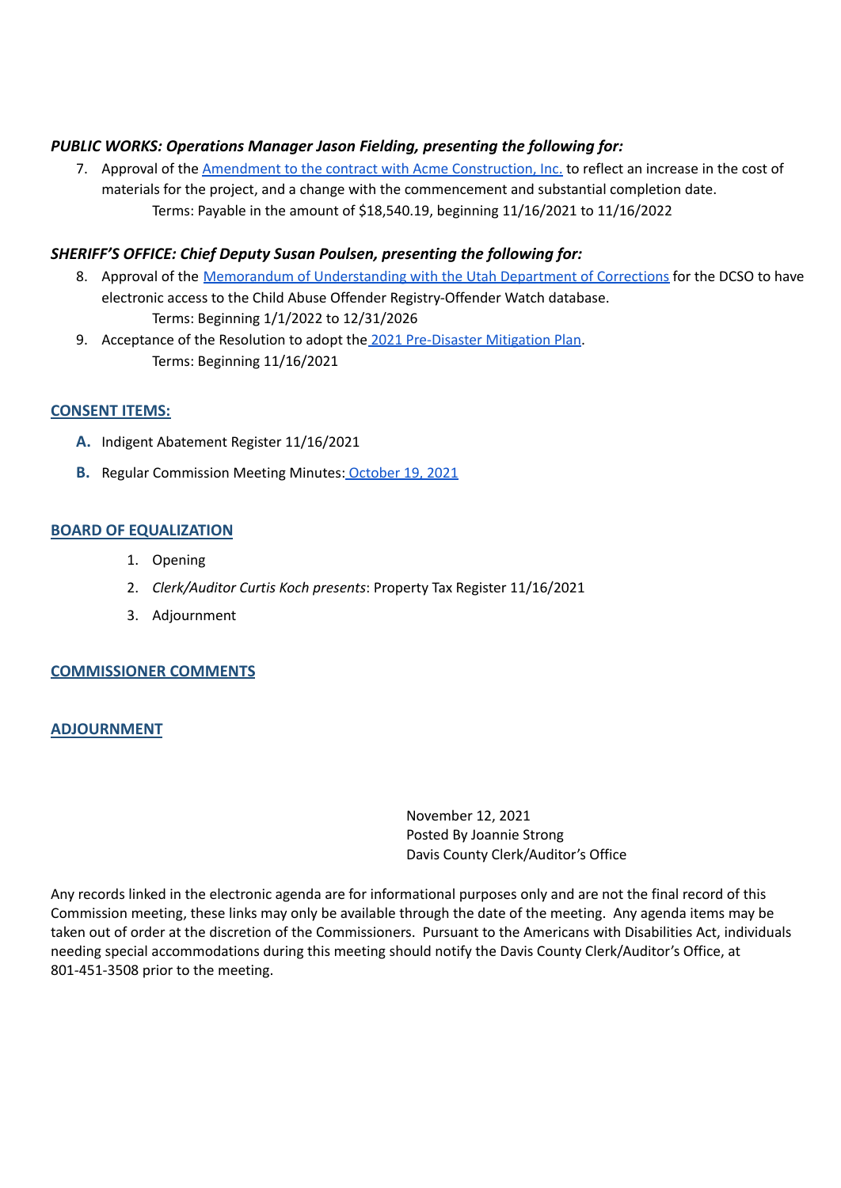***PUBLIC WORKS: Operations Manager Jason Fielding, presenting the following for:***

7. Approval of the Amendment to the contract with Acme Construction, Inc. to reflect an increase in the cost of materials for the project, and a change with the commencement and substantial completion date.
   Terms: Payable in the amount of $18,540.19, beginning 11/16/2021 to 11/16/2022

***SHERIFF'S OFFICE: Chief Deputy Susan Poulsen, presenting the following for:***

8. Approval of the Memorandum of Understanding with the Utah Department of Corrections for the DCSO to have electronic access to the Child Abuse Offender Registry-Offender Watch database.
   Terms: Beginning 1/1/2022 to 12/31/2026
9. Acceptance of the Resolution to adopt the 2021 Pre-Disaster Mitigation Plan.
   Terms: Beginning 11/16/2021

## CONSENT ITEMS:

**A.** Indigent Abatement Register 11/16/2021

**B.** Regular Commission Meeting Minutes: October 19, 2021

## BOARD OF EQUALIZATION

1. Opening
2. *Clerk/Auditor Curtis Koch presents*: Property Tax Register 11/16/2021
3. Adjournment

## COMMISSIONER COMMENTS

## ADJOURNMENT

November 12, 2021
Posted By Joannie Strong
Davis County Clerk/Auditor's Office

Any records linked in the electronic agenda are for informational purposes only and are not the final record of this Commission meeting, these links may only be available through the date of the meeting. Any agenda items may be taken out of order at the discretion of the Commissioners. Pursuant to the Americans with Disabilities Act, individuals needing special accommodations during this meeting should notify the Davis County Clerk/Auditor's Office, at 801-451-3508 prior to the meeting.